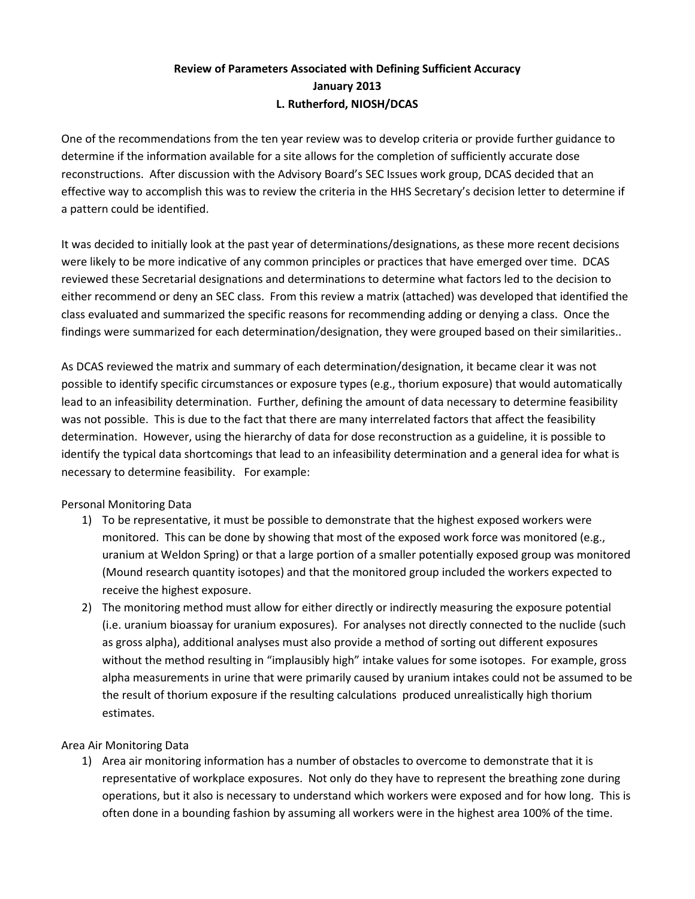# Review of Parameters Associated with Defining Sufficient Accuracy
**January 2013**
**L. Rutherford, NIOSH/DCAS**

One of the recommendations from the ten year review was to develop criteria or provide further guidance to determine if the information available for a site allows for the completion of sufficiently accurate dose reconstructions. After discussion with the Advisory Board's SEC Issues work group, DCAS decided that an effective way to accomplish this was to review the criteria in the HHS Secretary's decision letter to determine if a pattern could be identified.

It was decided to initially look at the past year of determinations/designations, as these more recent decisions were likely to be more indicative of any common principles or practices that have emerged over time. DCAS reviewed these Secretarial designations and determinations to determine what factors led to the decision to either recommend or deny an SEC class. From this review a matrix (attached) was developed that identified the class evaluated and summarized the specific reasons for recommending adding or denying a class. Once the findings were summarized for each determination/designation, they were grouped based on their similarities..

As DCAS reviewed the matrix and summary of each determination/designation, it became clear it was not possible to identify specific circumstances or exposure types (e.g., thorium exposure) that would automatically lead to an infeasibility determination. Further, defining the amount of data necessary to determine feasibility was not possible. This is due to the fact that there are many interrelated factors that affect the feasibility determination. However, using the hierarchy of data for dose reconstruction as a guideline, it is possible to identify the typical data shortcomings that lead to an infeasibility determination and a general idea for what is necessary to determine feasibility. For example:

Personal Monitoring Data

1) To be representative, it must be possible to demonstrate that the highest exposed workers were monitored. This can be done by showing that most of the exposed work force was monitored (e.g., uranium at Weldon Spring) or that a large portion of a smaller potentially exposed group was monitored (Mound research quantity isotopes) and that the monitored group included the workers expected to receive the highest exposure.
2) The monitoring method must allow for either directly or indirectly measuring the exposure potential (i.e. uranium bioassay for uranium exposures). For analyses not directly connected to the nuclide (such as gross alpha), additional analyses must also provide a method of sorting out different exposures without the method resulting in "implausibly high" intake values for some isotopes. For example, gross alpha measurements in urine that were primarily caused by uranium intakes could not be assumed to be the result of thorium exposure if the resulting calculations produced unrealistically high thorium estimates.

Area Air Monitoring Data

1) Area air monitoring information has a number of obstacles to overcome to demonstrate that it is representative of workplace exposures. Not only do they have to represent the breathing zone during operations, but it also is necessary to understand which workers were exposed and for how long. This is often done in a bounding fashion by assuming all workers were in the highest area 100% of the time.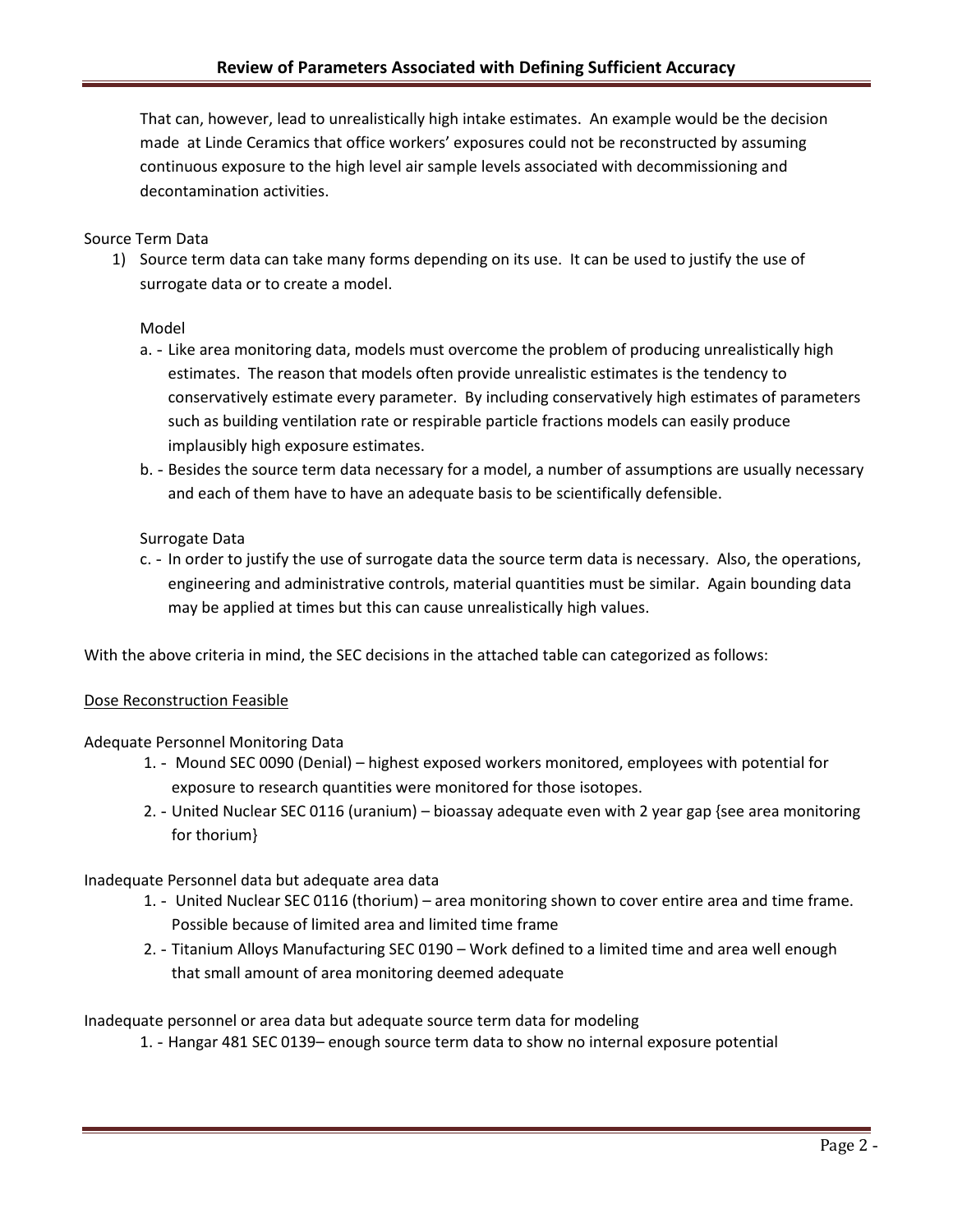That can, however, lead to unrealistically high intake estimates. An example would be the decision made at Linde Ceramics that office workers' exposures could not be reconstructed by assuming continuous exposure to the high level air sample levels associated with decommissioning and decontamination activities.

Source Term Data

1) Source term data can take many forms depending on its use. It can be used to justify the use of surrogate data or to create a model.

   Model

   a. - Like area monitoring data, models must overcome the problem of producing unrealistically high estimates. The reason that models often provide unrealistic estimates is the tendency to conservatively estimate every parameter. By including conservatively high estimates of parameters such as building ventilation rate or respirable particle fractions models can easily produce implausibly high exposure estimates.
   b. - Besides the source term data necessary for a model, a number of assumptions are usually necessary and each of them have to have an adequate basis to be scientifically defensible.

   Surrogate Data

   c. - In order to justify the use of surrogate data the source term data is necessary. Also, the operations, engineering and administrative controls, material quantities must be similar. Again bounding data may be applied at times but this can cause unrealistically high values.

With the above criteria in mind, the SEC decisions in the attached table can categorized as follows:

<u>Dose Reconstruction Feasible</u>

Adequate Personnel Monitoring Data

1. - Mound SEC 0090 (Denial) – highest exposed workers monitored, employees with potential for exposure to research quantities were monitored for those isotopes.
2. - United Nuclear SEC 0116 (uranium) – bioassay adequate even with 2 year gap {see area monitoring for thorium}

Inadequate Personnel data but adequate area data

1. - United Nuclear SEC 0116 (thorium) – area monitoring shown to cover entire area and time frame. Possible because of limited area and limited time frame
2. - Titanium Alloys Manufacturing SEC 0190 – Work defined to a limited time and area well enough that small amount of area monitoring deemed adequate

Inadequate personnel or area data but adequate source term data for modeling

1. - Hangar 481 SEC 0139– enough source term data to show no internal exposure potential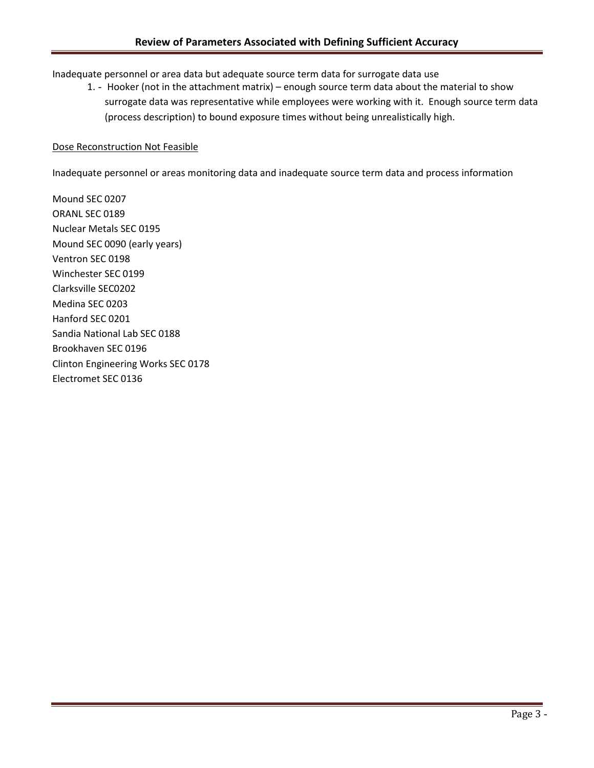Inadequate personnel or area data but adequate source term data for surrogate data use

1. - Hooker (not in the attachment matrix) – enough source term data about the material to show surrogate data was representative while employees were working with it. Enough source term data (process description) to bound exposure times without being unrealistically high.

Dose Reconstruction Not Feasible

Inadequate personnel or areas monitoring data and inadequate source term data and process information

Mound SEC 0207
ORANL SEC 0189
Nuclear Metals SEC 0195
Mound SEC 0090 (early years)
Ventron SEC 0198
Winchester SEC 0199
Clarksville SEC0202
Medina SEC 0203
Hanford SEC 0201
Sandia National Lab SEC 0188
Brookhaven SEC 0196
Clinton Engineering Works SEC 0178
Electromet SEC 0136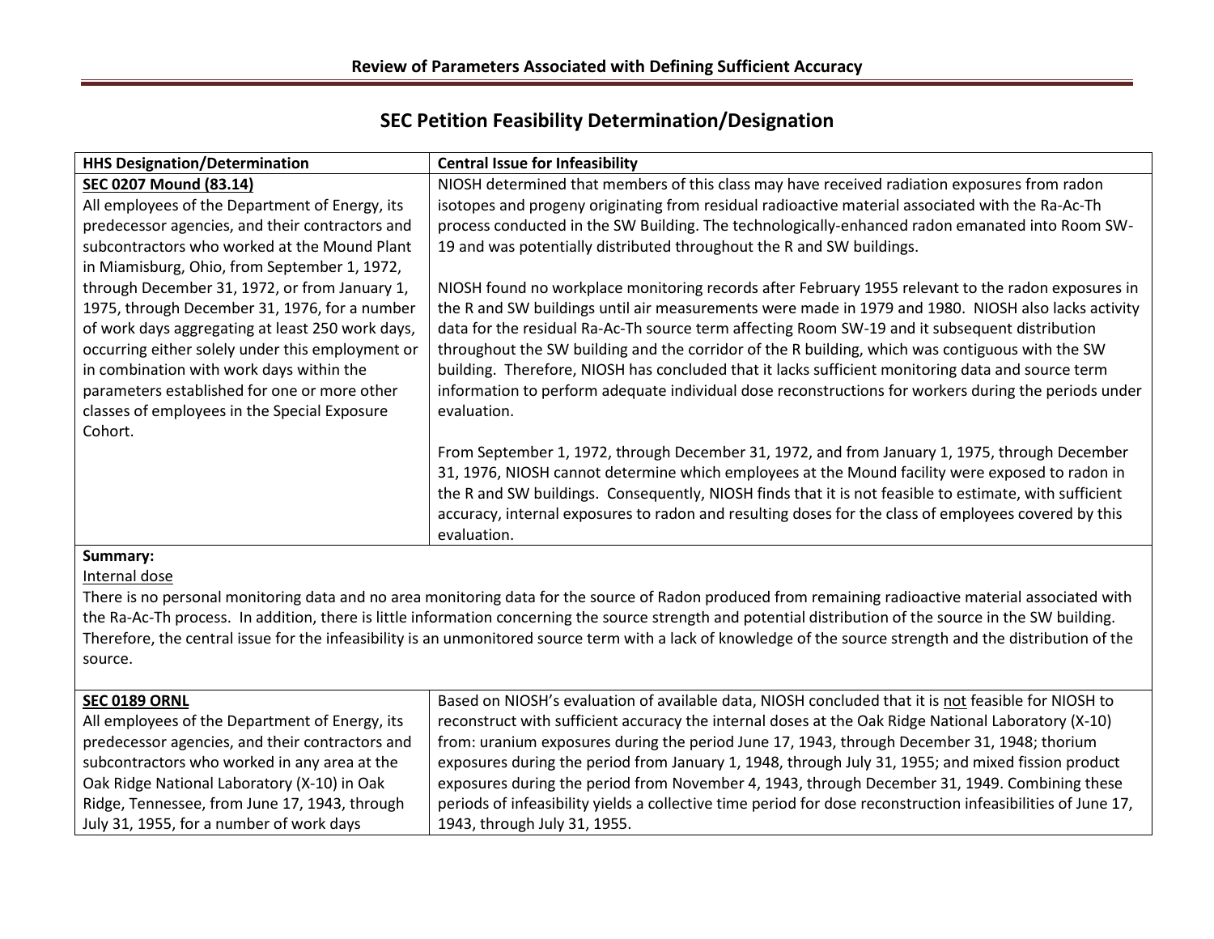## SEC Petition Feasibility Determination/Designation

| HHS Designation/Determination | Central Issue for Infeasibility |
|---|---|
| **SEC 0207 Mound (83.14)**<br>All employees of the Department of Energy, its predecessor agencies, and their contractors and subcontractors who worked at the Mound Plant in Miamisburg, Ohio, from September 1, 1972, through December 31, 1972, or from January 1, 1975, through December 31, 1976, for a number of work days aggregating at least 250 work days, occurring either solely under this employment or in combination with work days within the parameters established for one or more other classes of employees in the Special Exposure Cohort. | NIOSH determined that members of this class may have received radiation exposures from radon isotopes and progeny originating from residual radioactive material associated with the Ra-Ac-Th process conducted in the SW Building. The technologically-enhanced radon emanated into Room SW-19 and was potentially distributed throughout the R and SW buildings.<br><br>NIOSH found no workplace monitoring records after February 1955 relevant to the radon exposures in the R and SW buildings until air measurements were made in 1979 and 1980. NIOSH also lacks activity data for the residual Ra-Ac-Th source term affecting Room SW-19 and it subsequent distribution throughout the SW building and the corridor of the R building, which was contiguous with the SW building. Therefore, NIOSH has concluded that it lacks sufficient monitoring data and source term information to perform adequate individual dose reconstructions for workers during the periods under evaluation.<br><br>From September 1, 1972, through December 31, 1972, and from January 1, 1975, through December 31, 1976, NIOSH cannot determine which employees at the Mound facility were exposed to radon in the R and SW buildings. Consequently, NIOSH finds that it is not feasible to estimate, with sufficient accuracy, internal exposures to radon and resulting doses for the class of employees covered by this evaluation. |
| **Summary:**<br>Internal dose<br>There is no personal monitoring data and no area monitoring data for the source of Radon produced from remaining radioactive material associated with the Ra-Ac-Th process. In addition, there is little information concerning the source strength and potential distribution of the source in the SW building. Therefore, the central issue for the infeasibility is an unmonitored source term with a lack of knowledge of the source strength and the distribution of the source. | |
| **SEC 0189 ORNL**<br>All employees of the Department of Energy, its predecessor agencies, and their contractors and subcontractors who worked in any area at the Oak Ridge National Laboratory (X-10) in Oak Ridge, Tennessee, from June 17, 1943, through July 31, 1955, for a number of work days | Based on NIOSH's evaluation of available data, NIOSH concluded that it is not feasible for NIOSH to reconstruct with sufficient accuracy the internal doses at the Oak Ridge National Laboratory (X-10) from: uranium exposures during the period June 17, 1943, through December 31, 1948; thorium exposures during the period from January 1, 1948, through July 31, 1955; and mixed fission product exposures during the period from November 4, 1943, through December 31, 1949. Combining these periods of infeasibility yields a collective time period for dose reconstruction infeasibilities of June 17, 1943, through July 31, 1955. |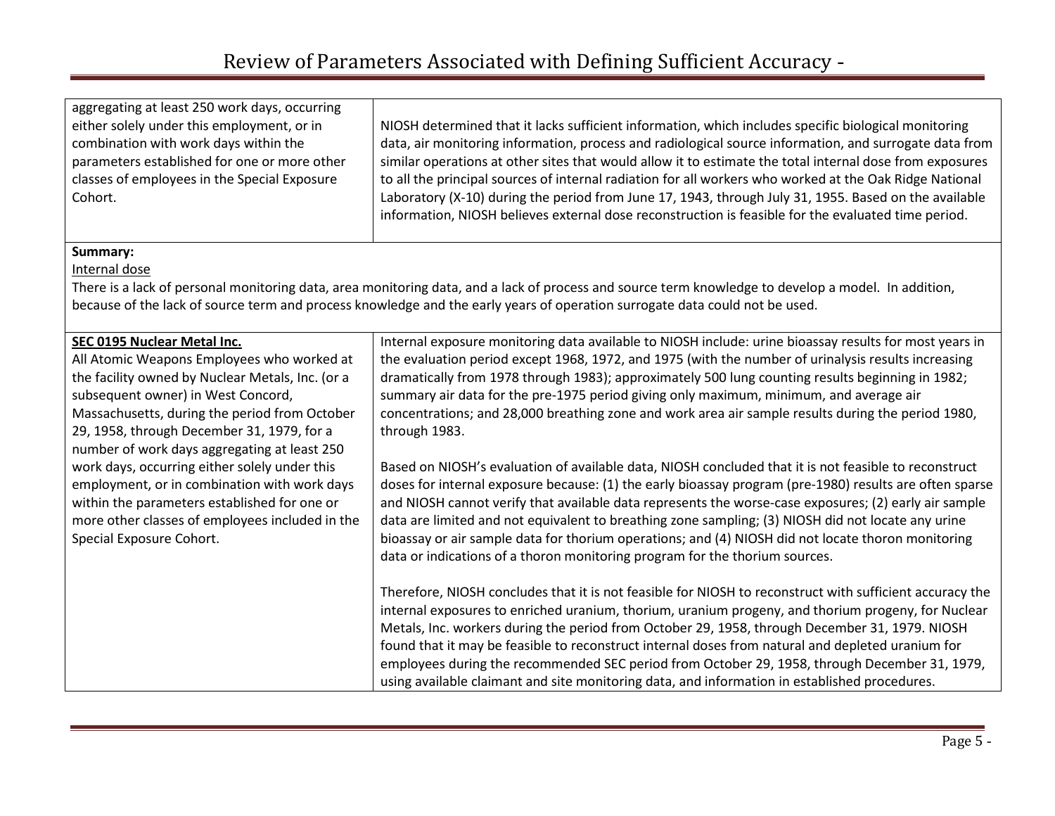| | |
|---|---|
| aggregating at least 250 work days, occurring either solely under this employment, or in combination with work days within the parameters established for one or more other classes of employees in the Special Exposure Cohort. | NIOSH determined that it lacks sufficient information, which includes specific biological monitoring data, air monitoring information, process and radiological source information, and surrogate data from similar operations at other sites that would allow it to estimate the total internal dose from exposures to all the principal sources of internal radiation for all workers who worked at the Oak Ridge National Laboratory (X-10) during the period from June 17, 1943, through July 31, 1955. Based on the available information, NIOSH believes external dose reconstruction is feasible for the evaluated time period. |
| **Summary:**<br>Internal dose<br>There is a lack of personal monitoring data, area monitoring data, and a lack of process and source term knowledge to develop a model. In addition, because of the lack of source term and process knowledge and the early years of operation surrogate data could not be used. | |
| **SEC 0195 Nuclear Metal Inc.**<br>All Atomic Weapons Employees who worked at the facility owned by Nuclear Metals, Inc. (or a subsequent owner) in West Concord, Massachusetts, during the period from October 29, 1958, through December 31, 1979, for a number of work days aggregating at least 250 work days, occurring either solely under this employment, or in combination with work days within the parameters established for one or more other classes of employees included in the Special Exposure Cohort. | Internal exposure monitoring data available to NIOSH include: urine bioassay results for most years in the evaluation period except 1968, 1972, and 1975 (with the number of urinalysis results increasing dramatically from 1978 through 1983); approximately 500 lung counting results beginning in 1982; summary air data for the pre-1975 period giving only maximum, minimum, and average air concentrations; and 28,000 breathing zone and work area air sample results during the period 1980, through 1983.<br><br>Based on NIOSH's evaluation of available data, NIOSH concluded that it is not feasible to reconstruct doses for internal exposure because: (1) the early bioassay program (pre-1980) results are often sparse and NIOSH cannot verify that available data represents the worse-case exposures; (2) early air sample data are limited and not equivalent to breathing zone sampling; (3) NIOSH did not locate any urine bioassay or air sample data for thorium operations; and (4) NIOSH did not locate thoron monitoring data or indications of a thoron monitoring program for the thorium sources.<br><br>Therefore, NIOSH concludes that it is not feasible for NIOSH to reconstruct with sufficient accuracy the internal exposures to enriched uranium, thorium, uranium progeny, and thorium progeny, for Nuclear Metals, Inc. workers during the period from October 29, 1958, through December 31, 1979. NIOSH found that it may be feasible to reconstruct internal doses from natural and depleted uranium for employees during the recommended SEC period from October 29, 1958, through December 31, 1979, using available claimant and site monitoring data, and information in established procedures. |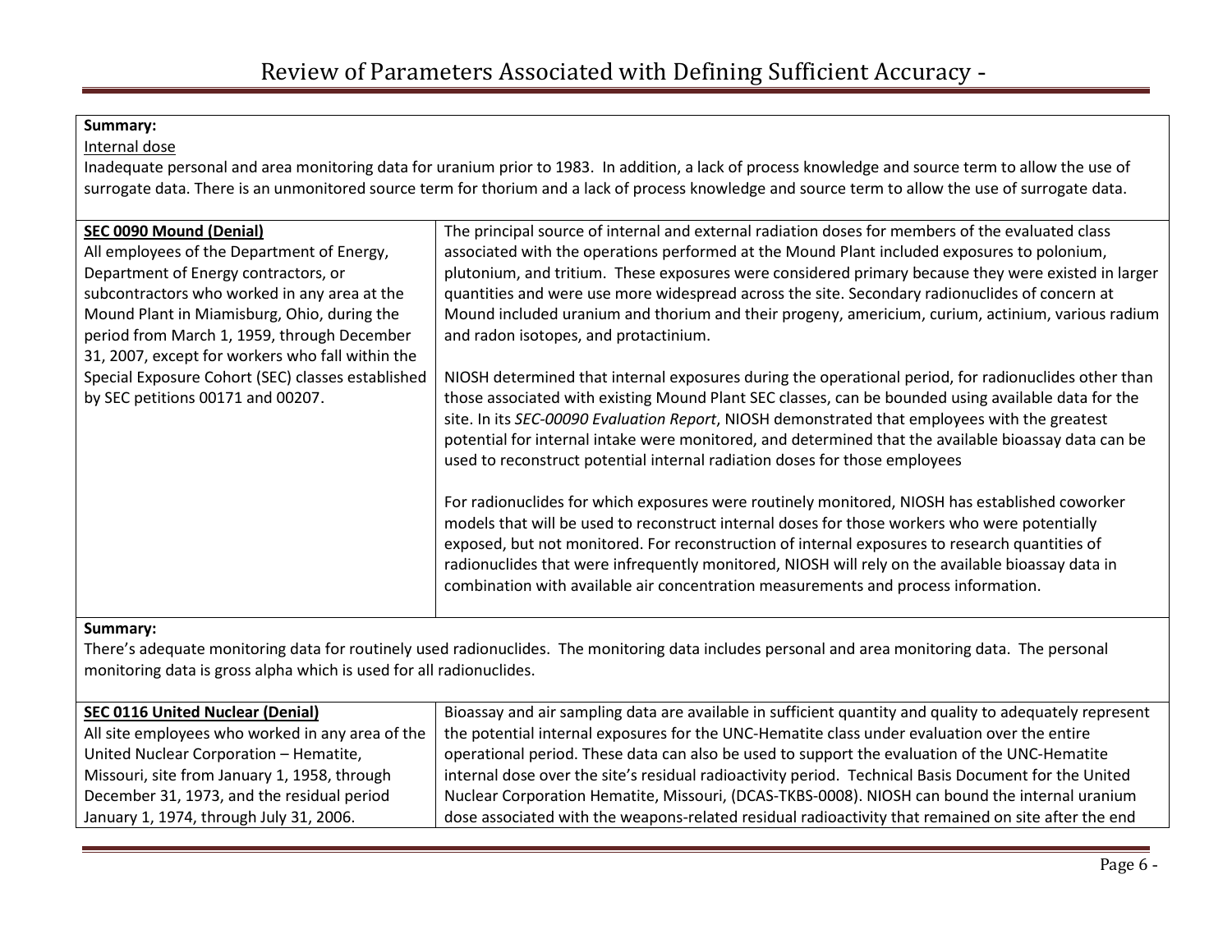| | |
|---|---|
| **Summary:**<br>Internal dose<br>Inadequate personal and area monitoring data for uranium prior to 1983. In addition, a lack of process knowledge and source term to allow the use of surrogate data. There is an unmonitored source term for thorium and a lack of process knowledge and source term to allow the use of surrogate data. | |
| **SEC 0090 Mound (Denial)**<br>All employees of the Department of Energy, Department of Energy contractors, or subcontractors who worked in any area at the Mound Plant in Miamisburg, Ohio, during the period from March 1, 1959, through December 31, 2007, except for workers who fall within the Special Exposure Cohort (SEC) classes established by SEC petitions 00171 and 00207. | The principal source of internal and external radiation doses for members of the evaluated class associated with the operations performed at the Mound Plant included exposures to polonium, plutonium, and tritium. These exposures were considered primary because they were existed in larger quantities and were use more widespread across the site. Secondary radionuclides of concern at Mound included uranium and thorium and their progeny, americium, curium, actinium, various radium and radon isotopes, and protactinium.<br><br>NIOSH determined that internal exposures during the operational period, for radionuclides other than those associated with existing Mound Plant SEC classes, can be bounded using available data for the site. In its *SEC-00090 Evaluation Report*, NIOSH demonstrated that employees with the greatest potential for internal intake were monitored, and determined that the available bioassay data can be used to reconstruct potential internal radiation doses for those employees<br><br>For radionuclides for which exposures were routinely monitored, NIOSH has established coworker models that will be used to reconstruct internal doses for those workers who were potentially exposed, but not monitored. For reconstruction of internal exposures to research quantities of radionuclides that were infrequently monitored, NIOSH will rely on the available bioassay data in combination with available air concentration measurements and process information. |
| **Summary:**<br>There's adequate monitoring data for routinely used radionuclides. The monitoring data includes personal and area monitoring data. The personal monitoring data is gross alpha which is used for all radionuclides. | |
| **SEC 0116 United Nuclear (Denial)**<br>All site employees who worked in any area of the United Nuclear Corporation – Hematite, Missouri, site from January 1, 1958, through December 31, 1973, and the residual period January 1, 1974, through July 31, 2006. | Bioassay and air sampling data are available in sufficient quantity and quality to adequately represent the potential internal exposures for the UNC-Hematite class under evaluation over the entire operational period. These data can also be used to support the evaluation of the UNC-Hematite internal dose over the site's residual radioactivity period. Technical Basis Document for the United Nuclear Corporation Hematite, Missouri, (DCAS-TKBS-0008). NIOSH can bound the internal uranium dose associated with the weapons-related residual radioactivity that remained on site after the end |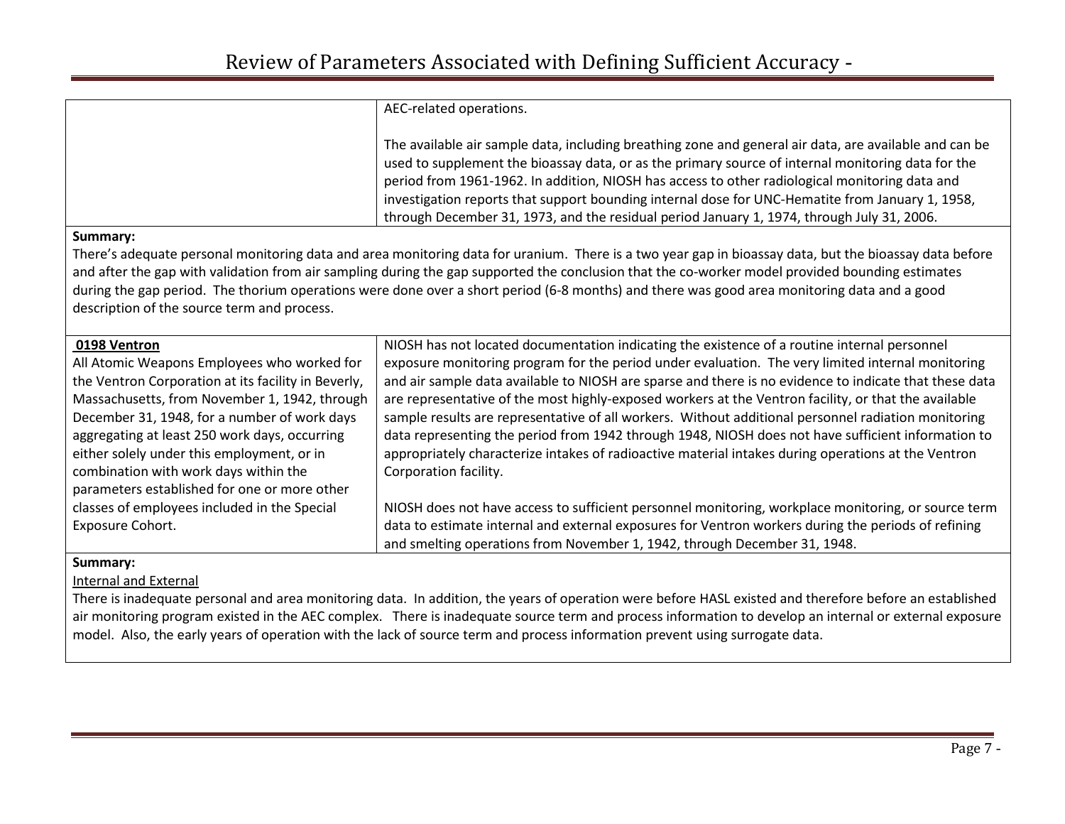| | |
|---|---|
| | AEC-related operations.<br><br>The available air sample data, including breathing zone and general air data, are available and can be used to supplement the bioassay data, or as the primary source of internal monitoring data for the period from 1961-1962. In addition, NIOSH has access to other radiological monitoring data and investigation reports that support bounding internal dose for UNC-Hematite from January 1, 1958, through December 31, 1973, and the residual period January 1, 1974, through July 31, 2006. |

**Summary:**
There's adequate personal monitoring data and area monitoring data for uranium. There is a two year gap in bioassay data, but the bioassay data before and after the gap with validation from air sampling during the gap supported the conclusion that the co-worker model provided bounding estimates during the gap period. The thorium operations were done over a short period (6-8 months) and there was good area monitoring data and a good description of the source term and process.

| | |
|---|---|
| **0198 Ventron**<br>All Atomic Weapons Employees who worked for the Ventron Corporation at its facility in Beverly, Massachusetts, from November 1, 1942, through December 31, 1948, for a number of work days aggregating at least 250 work days, occurring either solely under this employment, or in combination with work days within the parameters established for one or more other classes of employees included in the Special Exposure Cohort. | NIOSH has not located documentation indicating the existence of a routine internal personnel exposure monitoring program for the period under evaluation. The very limited internal monitoring and air sample data available to NIOSH are sparse and there is no evidence to indicate that these data are representative of the most highly-exposed workers at the Ventron facility, or that the available sample results are representative of all workers. Without additional personnel radiation monitoring data representing the period from 1942 through 1948, NIOSH does not have sufficient information to appropriately characterize intakes of radioactive material intakes during operations at the Ventron Corporation facility.<br><br>NIOSH does not have access to sufficient personnel monitoring, workplace monitoring, or source term data to estimate internal and external exposures for Ventron workers during the periods of refining and smelting operations from November 1, 1942, through December 31, 1948. |

**Summary:**
Internal and External
There is inadequate personal and area monitoring data. In addition, the years of operation were before HASL existed and therefore before an established air monitoring program existed in the AEC complex. There is inadequate source term and process information to develop an internal or external exposure model. Also, the early years of operation with the lack of source term and process information prevent using surrogate data.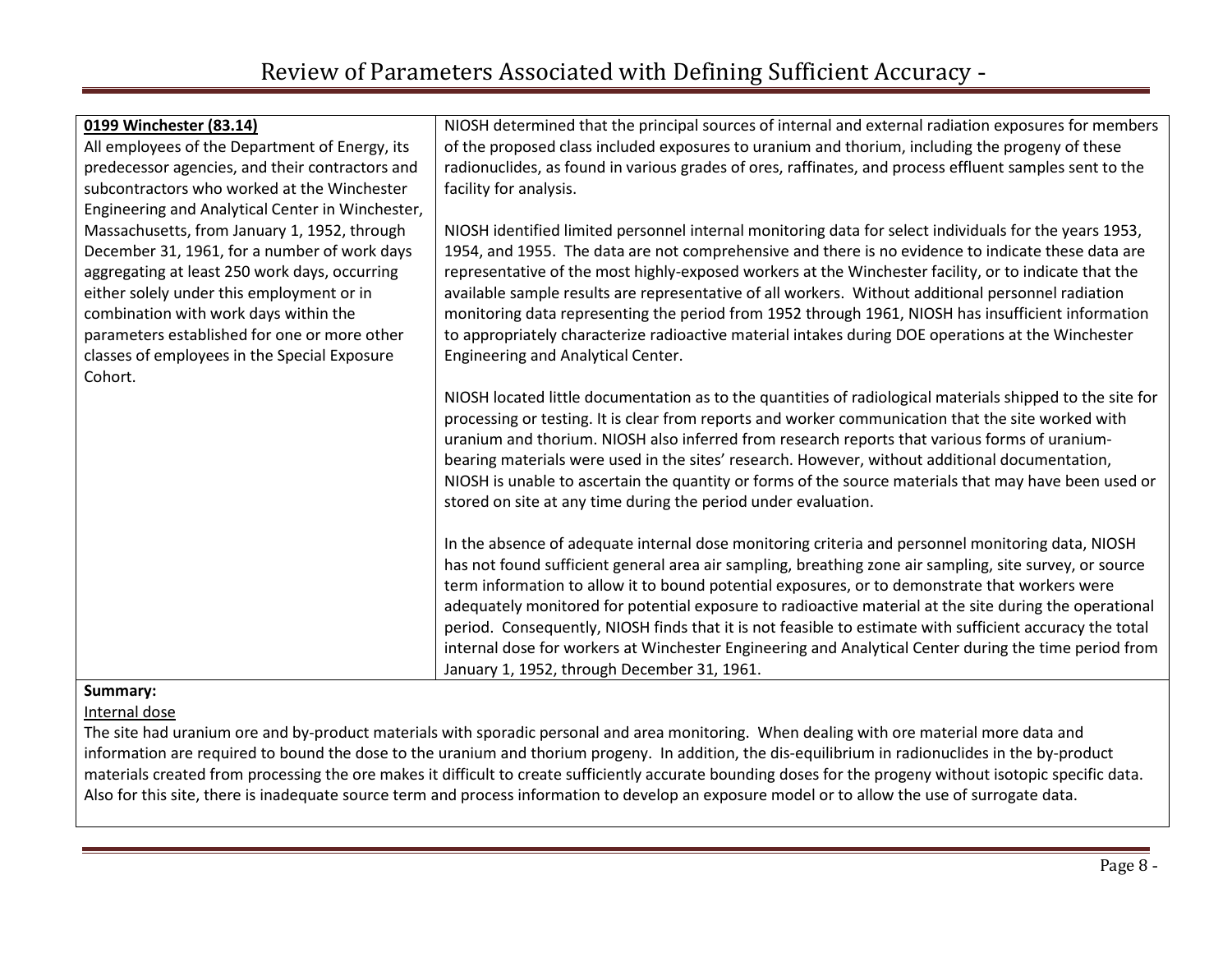| **0199 Winchester (83.14)**<br>All employees of the Department of Energy, its predecessor agencies, and their contractors and subcontractors who worked at the Winchester Engineering and Analytical Center in Winchester, Massachusetts, from January 1, 1952, through December 31, 1961, for a number of work days aggregating at least 250 work days, occurring either solely under this employment or in combination with work days within the parameters established for one or more other classes of employees in the Special Exposure Cohort. | NIOSH determined that the principal sources of internal and external radiation exposures for members of the proposed class included exposures to uranium and thorium, including the progeny of these radionuclides, as found in various grades of ores, raffinates, and process effluent samples sent to the facility for analysis.<br><br>NIOSH identified limited personnel internal monitoring data for select individuals for the years 1953, 1954, and 1955. The data are not comprehensive and there is no evidence to indicate these data are representative of the most highly-exposed workers at the Winchester facility, or to indicate that the available sample results are representative of all workers. Without additional personnel radiation monitoring data representing the period from 1952 through 1961, NIOSH has insufficient information to appropriately characterize radioactive material intakes during DOE operations at the Winchester Engineering and Analytical Center.<br><br>NIOSH located little documentation as to the quantities of radiological materials shipped to the site for processing or testing. It is clear from reports and worker communication that the site worked with uranium and thorium. NIOSH also inferred from research reports that various forms of uranium-bearing materials were used in the sites' research. However, without additional documentation, NIOSH is unable to ascertain the quantity or forms of the source materials that may have been used or stored on site at any time during the period under evaluation.<br><br>In the absence of adequate internal dose monitoring criteria and personnel monitoring data, NIOSH has not found sufficient general area air sampling, breathing zone air sampling, site survey, or source term information to allow it to bound potential exposures, or to demonstrate that workers were adequately monitored for potential exposure to radioactive material at the site during the operational period. Consequently, NIOSH finds that it is not feasible to estimate with sufficient accuracy the total internal dose for workers at Winchester Engineering and Analytical Center during the time period from January 1, 1952, through December 31, 1961. |
|---|---|

**Summary:**

Internal dose

The site had uranium ore and by-product materials with sporadic personal and area monitoring. When dealing with ore material more data and information are required to bound the dose to the uranium and thorium progeny. In addition, the dis-equilibrium in radionuclides in the by-product materials created from processing the ore makes it difficult to create sufficiently accurate bounding doses for the progeny without isotopic specific data. Also for this site, there is inadequate source term and process information to develop an exposure model or to allow the use of surrogate data.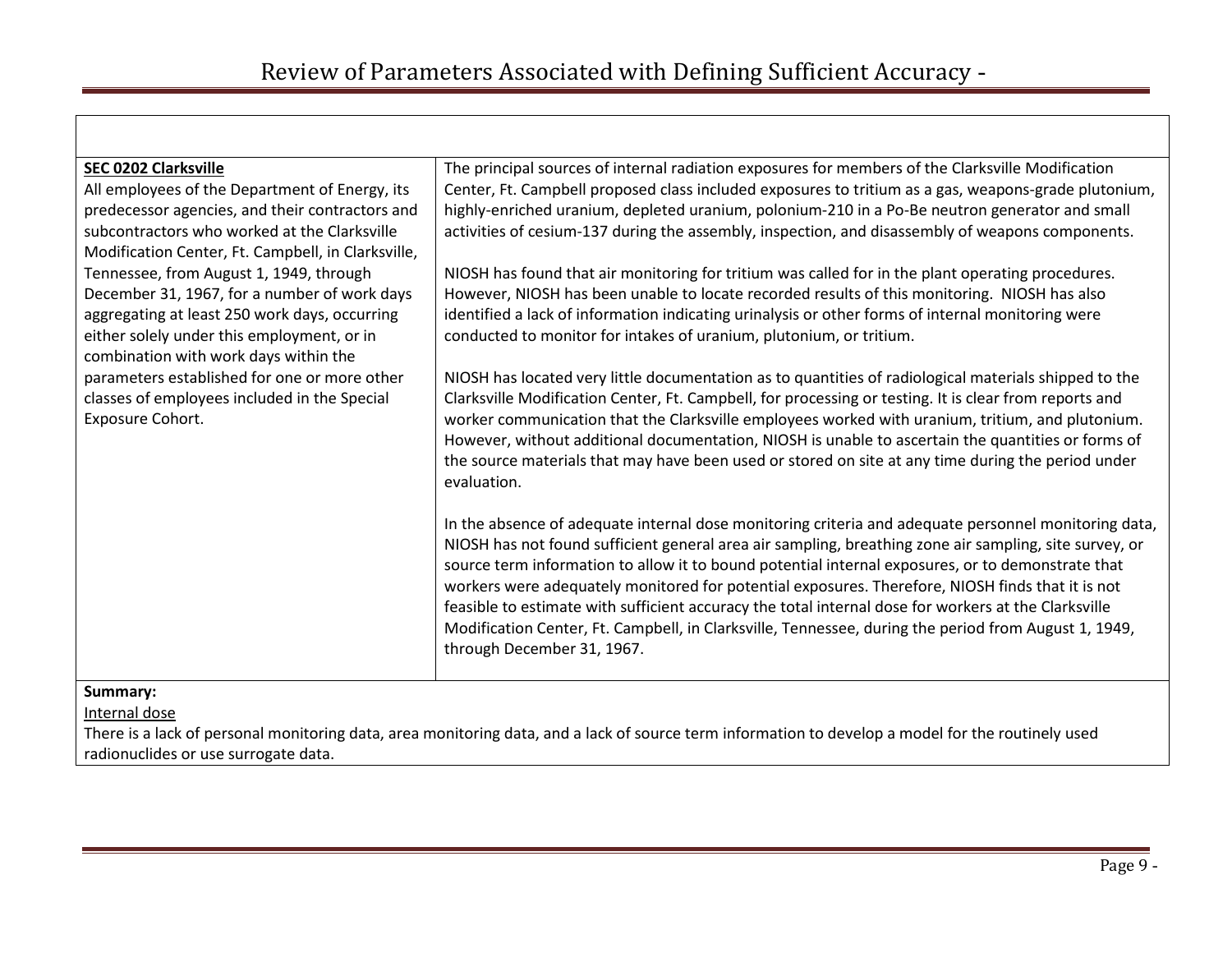| | |
|---|---|
| **SEC 0202 Clarksville**<br>All employees of the Department of Energy, its predecessor agencies, and their contractors and subcontractors who worked at the Clarksville Modification Center, Ft. Campbell, in Clarksville, Tennessee, from August 1, 1949, through December 31, 1967, for a number of work days aggregating at least 250 work days, occurring either solely under this employment, or in combination with work days within the parameters established for one or more other classes of employees included in the Special Exposure Cohort. | The principal sources of internal radiation exposures for members of the Clarksville Modification Center, Ft. Campbell proposed class included exposures to tritium as a gas, weapons-grade plutonium, highly-enriched uranium, depleted uranium, polonium-210 in a Po-Be neutron generator and small activities of cesium-137 during the assembly, inspection, and disassembly of weapons components.<br><br>NIOSH has found that air monitoring for tritium was called for in the plant operating procedures. However, NIOSH has been unable to locate recorded results of this monitoring. NIOSH has also identified a lack of information indicating urinalysis or other forms of internal monitoring were conducted to monitor for intakes of uranium, plutonium, or tritium.<br><br>NIOSH has located very little documentation as to quantities of radiological materials shipped to the Clarksville Modification Center, Ft. Campbell, for processing or testing. It is clear from reports and worker communication that the Clarksville employees worked with uranium, tritium, and plutonium. However, without additional documentation, NIOSH is unable to ascertain the quantities or forms of the source materials that may have been used or stored on site at any time during the period under evaluation.<br><br>In the absence of adequate internal dose monitoring criteria and adequate personnel monitoring data, NIOSH has not found sufficient general area air sampling, breathing zone air sampling, site survey, or source term information to allow it to bound potential internal exposures, or to demonstrate that workers were adequately monitored for potential exposures. Therefore, NIOSH finds that it is not feasible to estimate with sufficient accuracy the total internal dose for workers at the Clarksville Modification Center, Ft. Campbell, in Clarksville, Tennessee, during the period from August 1, 1949, through December 31, 1967. |
| **Summary:**<br>Internal dose<br>There is a lack of personal monitoring data, area monitoring data, and a lack of source term information to develop a model for the routinely used radionuclides or use surrogate data. | |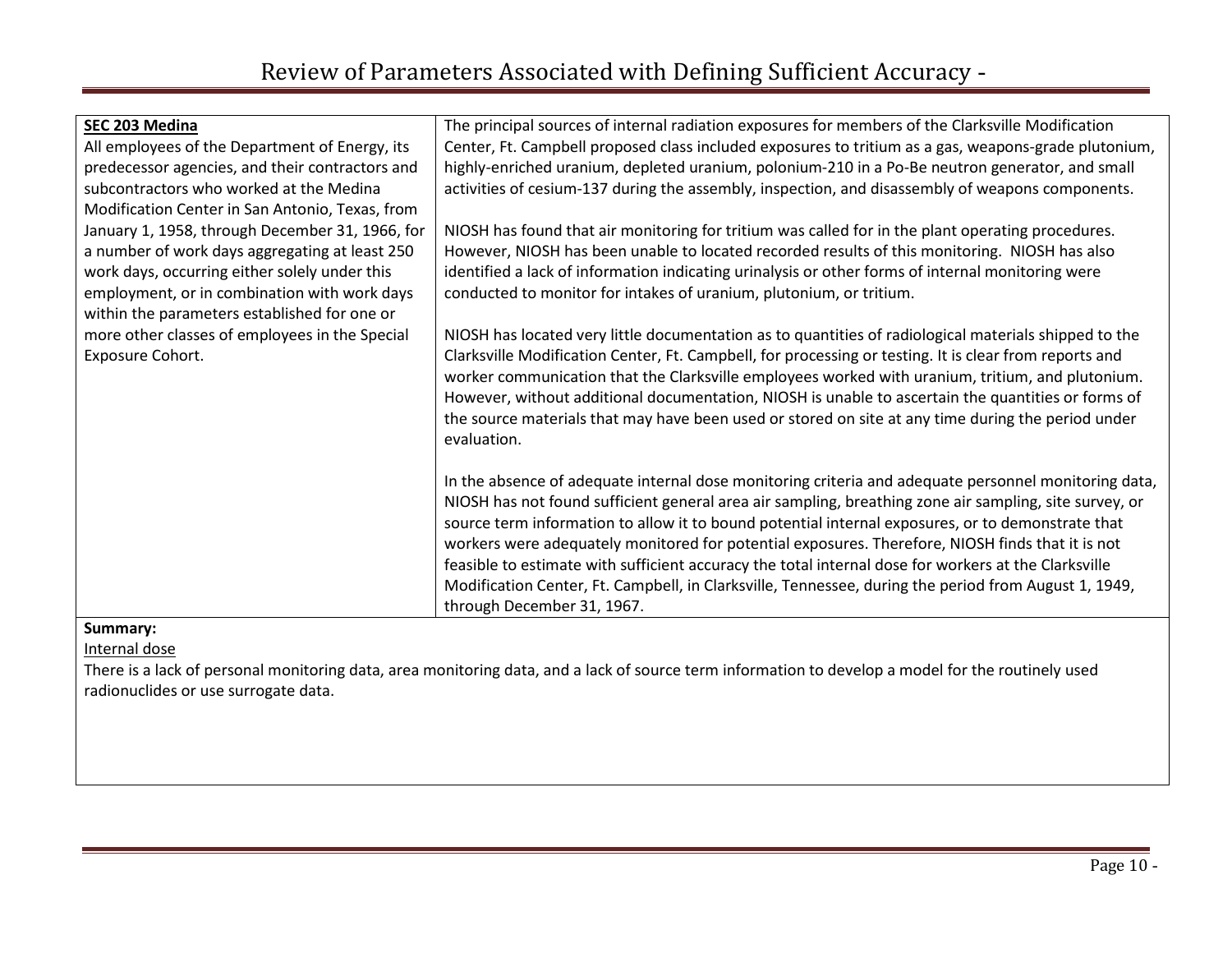| **SEC 203 Medina**<br>All employees of the Department of Energy, its predecessor agencies, and their contractors and subcontractors who worked at the Medina Modification Center in San Antonio, Texas, from January 1, 1958, through December 31, 1966, for a number of work days aggregating at least 250 work days, occurring either solely under this employment, or in combination with work days within the parameters established for one or more other classes of employees in the Special Exposure Cohort. | The principal sources of internal radiation exposures for members of the Clarksville Modification Center, Ft. Campbell proposed class included exposures to tritium as a gas, weapons-grade plutonium, highly-enriched uranium, depleted uranium, polonium-210 in a Po-Be neutron generator, and small activities of cesium-137 during the assembly, inspection, and disassembly of weapons components.<br><br>NIOSH has found that air monitoring for tritium was called for in the plant operating procedures. However, NIOSH has been unable to located recorded results of this monitoring. NIOSH has also identified a lack of information indicating urinalysis or other forms of internal monitoring were conducted to monitor for intakes of uranium, plutonium, or tritium.<br><br>NIOSH has located very little documentation as to quantities of radiological materials shipped to the Clarksville Modification Center, Ft. Campbell, for processing or testing. It is clear from reports and worker communication that the Clarksville employees worked with uranium, tritium, and plutonium. However, without additional documentation, NIOSH is unable to ascertain the quantities or forms of the source materials that may have been used or stored on site at any time during the period under evaluation.<br><br>In the absence of adequate internal dose monitoring criteria and adequate personnel monitoring data, NIOSH has not found sufficient general area air sampling, breathing zone air sampling, site survey, or source term information to allow it to bound potential internal exposures, or to demonstrate that workers were adequately monitored for potential exposures. Therefore, NIOSH finds that it is not feasible to estimate with sufficient accuracy the total internal dose for workers at the Clarksville Modification Center, Ft. Campbell, in Clarksville, Tennessee, during the period from August 1, 1949, through December 31, 1967. |
|---|---|
| **Summary:**<br>Internal dose<br>There is a lack of personal monitoring data, area monitoring data, and a lack of source term information to develop a model for the routinely used radionuclides or use surrogate data. | |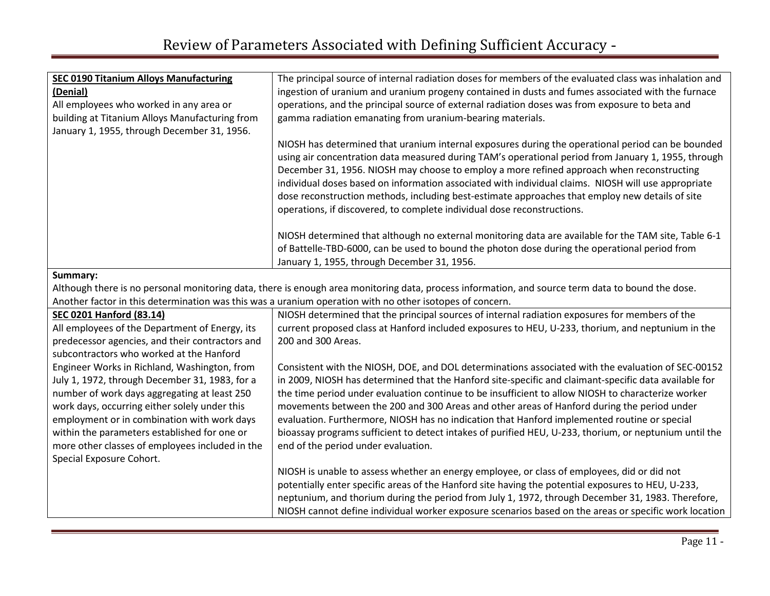| | |
|---|---|
| **SEC 0190 Titanium Alloys Manufacturing (Denial)**<br>All employees who worked in any area or building at Titanium Alloys Manufacturing from January 1, 1955, through December 31, 1956. | The principal source of internal radiation doses for members of the evaluated class was inhalation and ingestion of uranium and uranium progeny contained in dusts and fumes associated with the furnace operations, and the principal source of external radiation doses was from exposure to beta and gamma radiation emanating from uranium-bearing materials.<br><br>NIOSH has determined that uranium internal exposures during the operational period can be bounded using air concentration data measured during TAM's operational period from January 1, 1955, through December 31, 1956. NIOSH may choose to employ a more refined approach when reconstructing individual doses based on information associated with individual claims. NIOSH will use appropriate dose reconstruction methods, including best-estimate approaches that employ new details of site operations, if discovered, to complete individual dose reconstructions.<br><br>NIOSH determined that although no external monitoring data are available for the TAM site, Table 6-1 of Battelle-TBD-6000, can be used to bound the photon dose during the operational period from January 1, 1955, through December 31, 1956. |
| **Summary:**<br>Although there is no personal monitoring data, there is enough area monitoring data, process information, and source term data to bound the dose. Another factor in this determination was this was a uranium operation with no other isotopes of concern. | |
| **SEC 0201 Hanford (83.14)**<br>All employees of the Department of Energy, its predecessor agencies, and their contractors and subcontractors who worked at the Hanford Engineer Works in Richland, Washington, from July 1, 1972, through December 31, 1983, for a number of work days aggregating at least 250 work days, occurring either solely under this employment or in combination with work days within the parameters established for one or more other classes of employees included in the Special Exposure Cohort. | NIOSH determined that the principal sources of internal radiation exposures for members of the current proposed class at Hanford included exposures to HEU, U-233, thorium, and neptunium in the 200 and 300 Areas.<br><br>Consistent with the NIOSH, DOE, and DOL determinations associated with the evaluation of SEC-00152 in 2009, NIOSH has determined that the Hanford site-specific and claimant-specific data available for the time period under evaluation continue to be insufficient to allow NIOSH to characterize worker movements between the 200 and 300 Areas and other areas of Hanford during the period under evaluation. Furthermore, NIOSH has no indication that Hanford implemented routine or special bioassay programs sufficient to detect intakes of purified HEU, U-233, thorium, or neptunium until the end of the period under evaluation.<br><br>NIOSH is unable to assess whether an energy employee, or class of employees, did or did not potentially enter specific areas of the Hanford site having the potential exposures to HEU, U-233, neptunium, and thorium during the period from July 1, 1972, through December 31, 1983. Therefore, NIOSH cannot define individual worker exposure scenarios based on the areas or specific work location |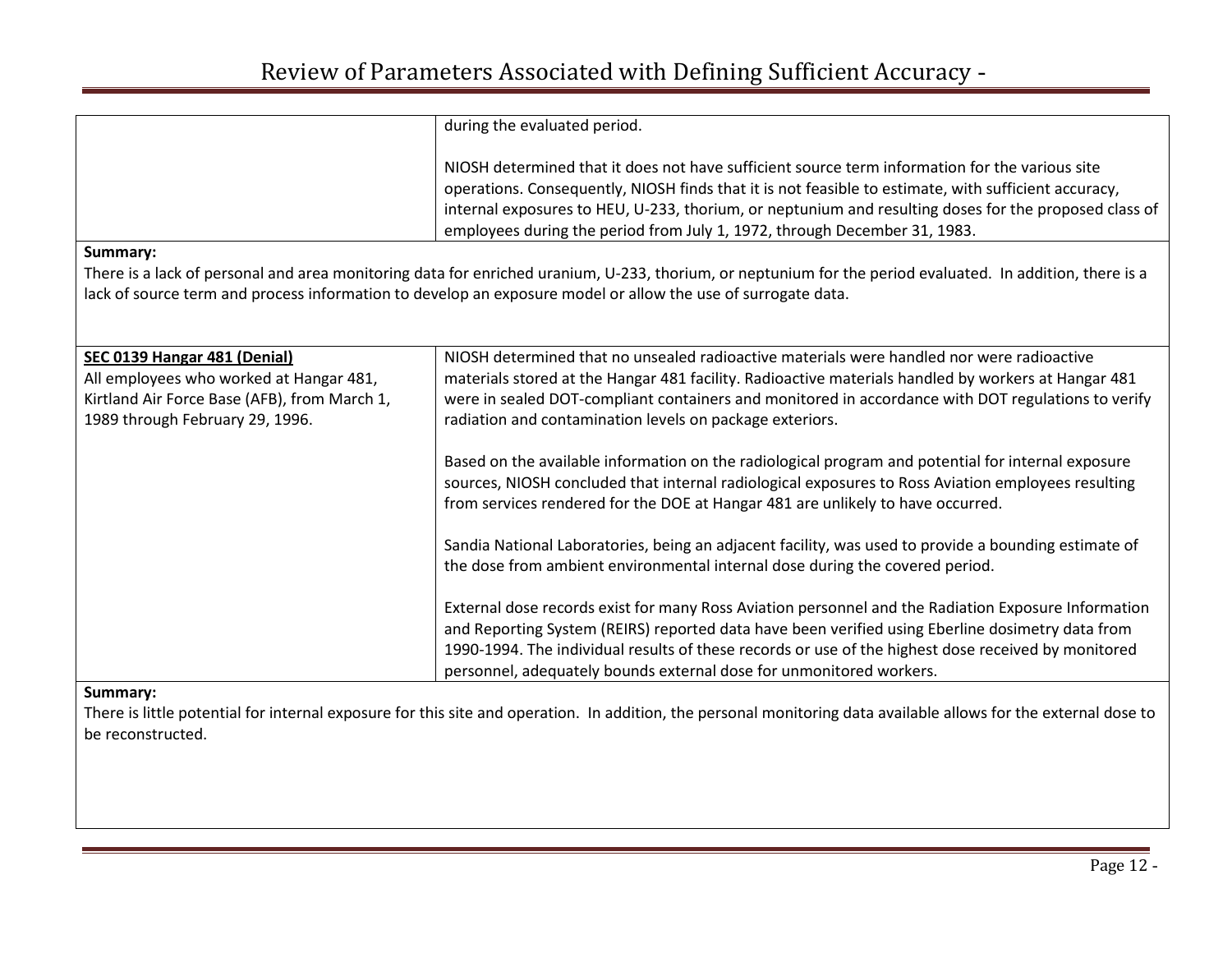| | |
|---|---|
| | during the evaluated period.<br><br>NIOSH determined that it does not have sufficient source term information for the various site operations. Consequently, NIOSH finds that it is not feasible to estimate, with sufficient accuracy, internal exposures to HEU, U-233, thorium, or neptunium and resulting doses for the proposed class of employees during the period from July 1, 1972, through December 31, 1983. |

**Summary:**
There is a lack of personal and area monitoring data for enriched uranium, U-233, thorium, or neptunium for the period evaluated. In addition, there is a lack of source term and process information to develop an exposure model or allow the use of surrogate data.

| | |
|---|---|
| **SEC 0139 Hangar 481 (Denial)**<br>All employees who worked at Hangar 481, Kirtland Air Force Base (AFB), from March 1, 1989 through February 29, 1996. | NIOSH determined that no unsealed radioactive materials were handled nor were radioactive materials stored at the Hangar 481 facility. Radioactive materials handled by workers at Hangar 481 were in sealed DOT-compliant containers and monitored in accordance with DOT regulations to verify radiation and contamination levels on package exteriors.<br><br>Based on the available information on the radiological program and potential for internal exposure sources, NIOSH concluded that internal radiological exposures to Ross Aviation employees resulting from services rendered for the DOE at Hangar 481 are unlikely to have occurred.<br><br>Sandia National Laboratories, being an adjacent facility, was used to provide a bounding estimate of the dose from ambient environmental internal dose during the covered period.<br><br>External dose records exist for many Ross Aviation personnel and the Radiation Exposure Information and Reporting System (REIRS) reported data have been verified using Eberline dosimetry data from 1990-1994. The individual results of these records or use of the highest dose received by monitored personnel, adequately bounds external dose for unmonitored workers. |

**Summary:**
There is little potential for internal exposure for this site and operation. In addition, the personal monitoring data available allows for the external dose to be reconstructed.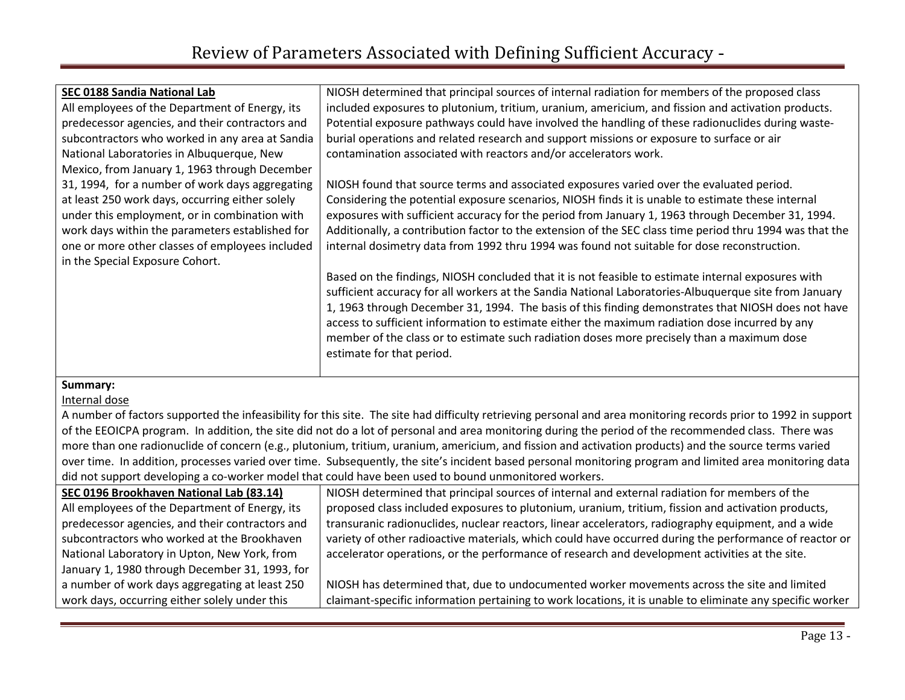| **SEC 0188 Sandia National Lab** All employees of the Department of Energy, its predecessor agencies, and their contractors and subcontractors who worked in any area at Sandia National Laboratories in Albuquerque, New Mexico, from January 1, 1963 through December 31, 1994, for a number of work days aggregating at least 250 work days, occurring either solely under this employment, or in combination with work days within the parameters established for one or more other classes of employees included in the Special Exposure Cohort. | NIOSH determined that principal sources of internal radiation for members of the proposed class included exposures to plutonium, tritium, uranium, americium, and fission and activation products. Potential exposure pathways could have involved the handling of these radionuclides during waste-burial operations and related research and support missions or exposure to surface or air contamination associated with reactors and/or accelerators work.<br><br>NIOSH found that source terms and associated exposures varied over the evaluated period. Considering the potential exposure scenarios, NIOSH finds it is unable to estimate these internal exposures with sufficient accuracy for the period from January 1, 1963 through December 31, 1994. Additionally, a contribution factor to the extension of the SEC class time period thru 1994 was that the internal dosimetry data from 1992 thru 1994 was found not suitable for dose reconstruction.<br><br>Based on the findings, NIOSH concluded that it is not feasible to estimate internal exposures with sufficient accuracy for all workers at the Sandia National Laboratories-Albuquerque site from January 1, 1963 through December 31, 1994. The basis of this finding demonstrates that NIOSH does not have access to sufficient information to estimate either the maximum radiation dose incurred by any member of the class or to estimate such radiation doses more precisely than a maximum dose estimate for that period. |
|---|---|
| **Summary:**<br>Internal dose<br>A number of factors supported the infeasibility for this site. The site had difficulty retrieving personal and area monitoring records prior to 1992 in support of the EEOICPA program. In addition, the site did not do a lot of personal and area monitoring during the period of the recommended class. There was more than one radionuclide of concern (e.g., plutonium, tritium, uranium, americium, and fission and activation products) and the source terms varied over time. In addition, processes varied over time. Subsequently, the site's incident based personal monitoring program and limited area monitoring data did not support developing a co-worker model that could have been used to bound unmonitored workers. | |
| **SEC 0196 Brookhaven National Lab (83.14)** All employees of the Department of Energy, its predecessor agencies, and their contractors and subcontractors who worked at the Brookhaven National Laboratory in Upton, New York, from January 1, 1980 through December 31, 1993, for a number of work days aggregating at least 250 work days, occurring either solely under this | NIOSH determined that principal sources of internal and external radiation for members of the proposed class included exposures to plutonium, uranium, tritium, fission and activation products, transuranic radionuclides, nuclear reactors, linear accelerators, radiography equipment, and a wide variety of other radioactive materials, which could have occurred during the performance of reactor or accelerator operations, or the performance of research and development activities at the site.<br><br>NIOSH has determined that, due to undocumented worker movements across the site and limited claimant-specific information pertaining to work locations, it is unable to eliminate any specific worker |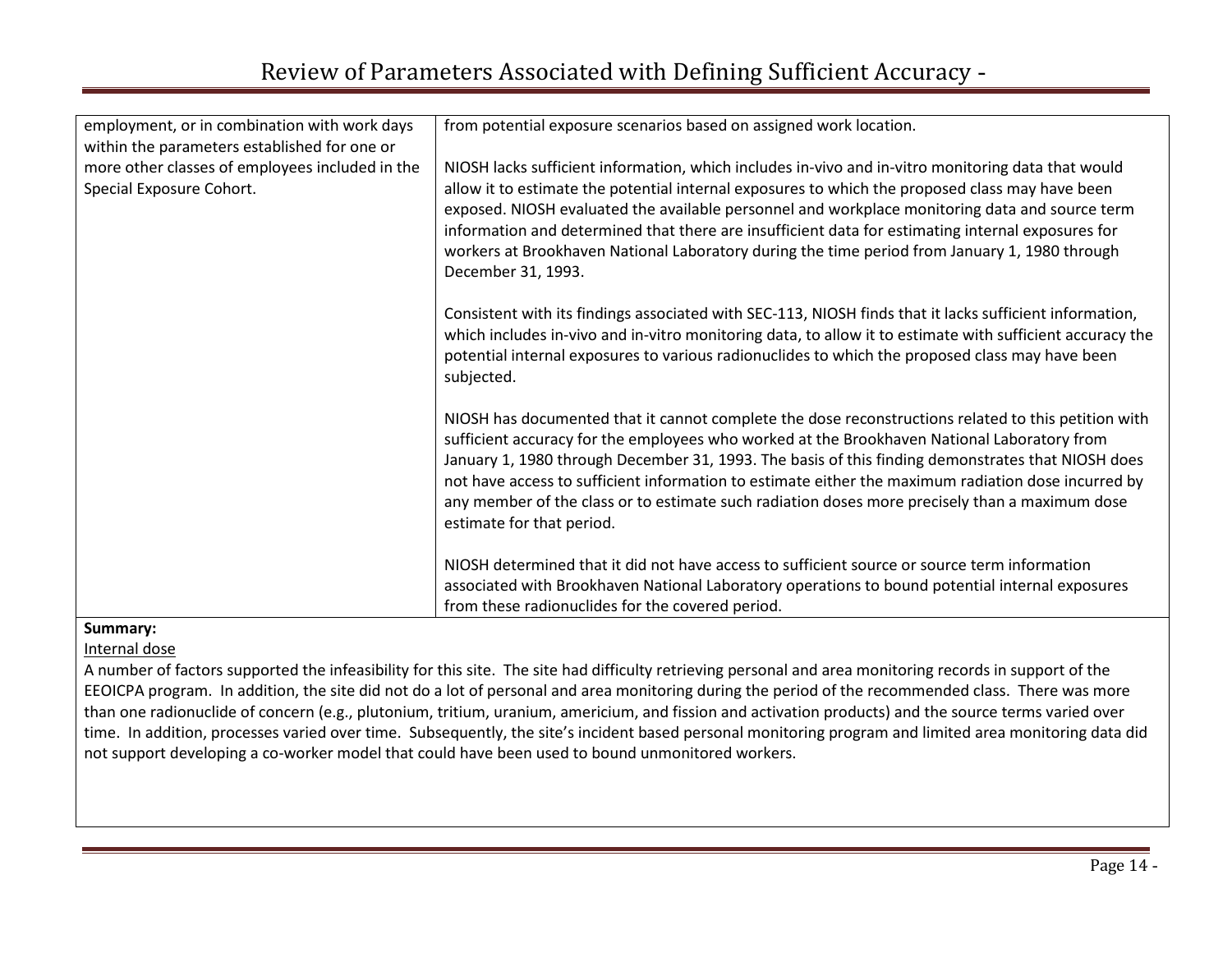| | |
|---|---|
| employment, or in combination with work days within the parameters established for one or more other classes of employees included in the Special Exposure Cohort. | from potential exposure scenarios based on assigned work location.<br><br>NIOSH lacks sufficient information, which includes in-vivo and in-vitro monitoring data that would allow it to estimate the potential internal exposures to which the proposed class may have been exposed. NIOSH evaluated the available personnel and workplace monitoring data and source term information and determined that there are insufficient data for estimating internal exposures for workers at Brookhaven National Laboratory during the time period from January 1, 1980 through December 31, 1993.<br><br>Consistent with its findings associated with SEC-113, NIOSH finds that it lacks sufficient information, which includes in-vivo and in-vitro monitoring data, to allow it to estimate with sufficient accuracy the potential internal exposures to various radionuclides to which the proposed class may have been subjected.<br><br>NIOSH has documented that it cannot complete the dose reconstructions related to this petition with sufficient accuracy for the employees who worked at the Brookhaven National Laboratory from January 1, 1980 through December 31, 1993. The basis of this finding demonstrates that NIOSH does not have access to sufficient information to estimate either the maximum radiation dose incurred by any member of the class or to estimate such radiation doses more precisely than a maximum dose estimate for that period.<br><br>NIOSH determined that it did not have access to sufficient source or source term information associated with Brookhaven National Laboratory operations to bound potential internal exposures from these radionuclides for the covered period. |

**Summary:**

Internal dose

A number of factors supported the infeasibility for this site. The site had difficulty retrieving personal and area monitoring records in support of the EEOICPA program. In addition, the site did not do a lot of personal and area monitoring during the period of the recommended class. There was more than one radionuclide of concern (e.g., plutonium, tritium, uranium, americium, and fission and activation products) and the source terms varied over time. In addition, processes varied over time. Subsequently, the site's incident based personal monitoring program and limited area monitoring data did not support developing a co-worker model that could have been used to bound unmonitored workers.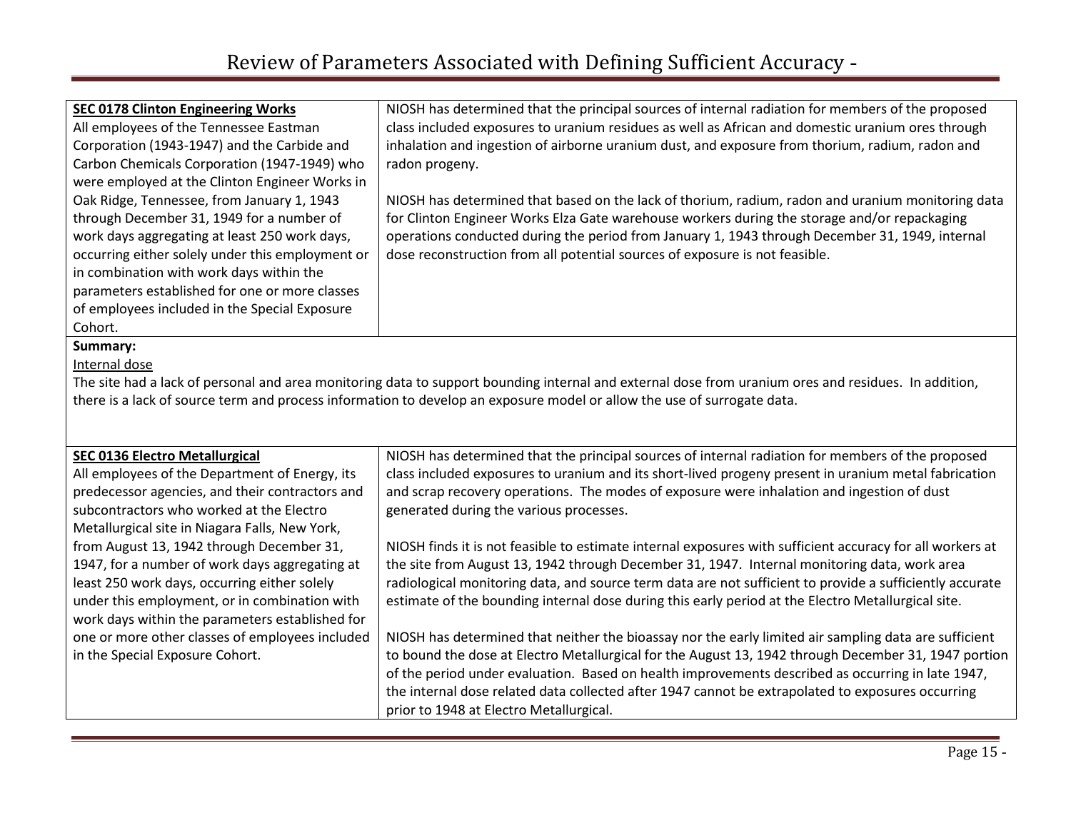| **SEC 0178 Clinton Engineering Works**<br>All employees of the Tennessee Eastman Corporation (1943-1947) and the Carbide and Carbon Chemicals Corporation (1947-1949) who were employed at the Clinton Engineer Works in Oak Ridge, Tennessee, from January 1, 1943 through December 31, 1949 for a number of work days aggregating at least 250 work days, occurring either solely under this employment or in combination with work days within the parameters established for one or more classes of employees included in the Special Exposure Cohort. | NIOSH has determined that the principal sources of internal radiation for members of the proposed class included exposures to uranium residues as well as African and domestic uranium ores through inhalation and ingestion of airborne uranium dust, and exposure from thorium, radium, radon and radon progeny.<br><br>NIOSH has determined that based on the lack of thorium, radium, radon and uranium monitoring data for Clinton Engineer Works Elza Gate warehouse workers during the storage and/or repackaging operations conducted during the period from January 1, 1943 through December 31, 1949, internal dose reconstruction from all potential sources of exposure is not feasible. |
|---|---|
| **Summary:**<br>Internal dose<br>The site had a lack of personal and area monitoring data to support bounding internal and external dose from uranium ores and residues. In addition, there is a lack of source term and process information to develop an exposure model or allow the use of surrogate data. | |
| **SEC 0136 Electro Metallurgical**<br>All employees of the Department of Energy, its predecessor agencies, and their contractors and subcontractors who worked at the Electro Metallurgical site in Niagara Falls, New York, from August 13, 1942 through December 31, 1947, for a number of work days aggregating at least 250 work days, occurring either solely under this employment, or in combination with work days within the parameters established for one or more other classes of employees included in the Special Exposure Cohort. | NIOSH has determined that the principal sources of internal radiation for members of the proposed class included exposures to uranium and its short-lived progeny present in uranium metal fabrication and scrap recovery operations. The modes of exposure were inhalation and ingestion of dust generated during the various processes.<br><br>NIOSH finds it is not feasible to estimate internal exposures with sufficient accuracy for all workers at the site from August 13, 1942 through December 31, 1947. Internal monitoring data, work area radiological monitoring data, and source term data are not sufficient to provide a sufficiently accurate estimate of the bounding internal dose during this early period at the Electro Metallurgical site.<br><br>NIOSH has determined that neither the bioassay nor the early limited air sampling data are sufficient to bound the dose at Electro Metallurgical for the August 13, 1942 through December 31, 1947 portion of the period under evaluation. Based on health improvements described as occurring in late 1947, the internal dose related data collected after 1947 cannot be extrapolated to exposures occurring prior to 1948 at Electro Metallurgical. |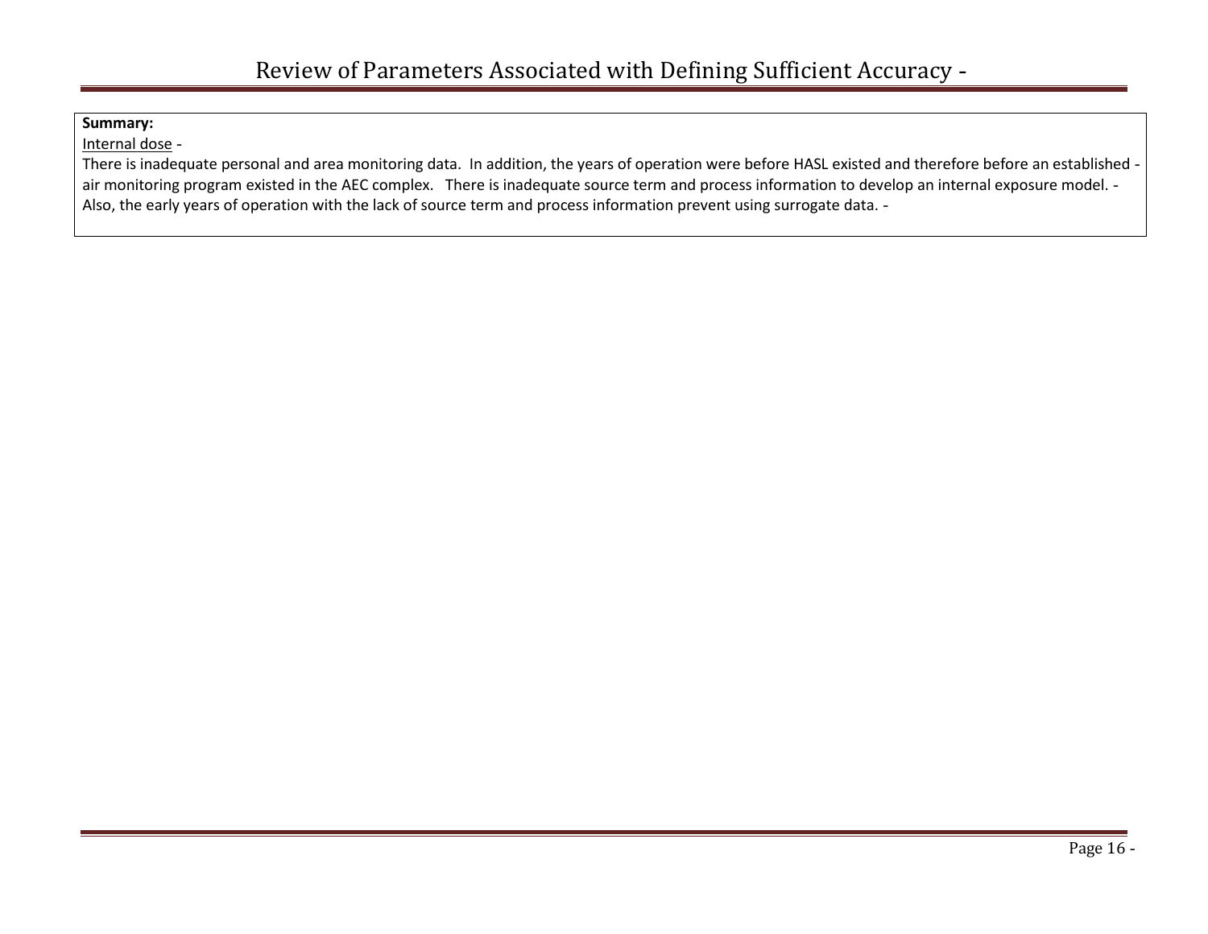**Summary:**

Internal dose -

There is inadequate personal and area monitoring data. In addition, the years of operation were before HASL existed and therefore before an established - air monitoring program existed in the AEC complex. There is inadequate source term and process information to develop an internal exposure model. - Also, the early years of operation with the lack of source term and process information prevent using surrogate data. -